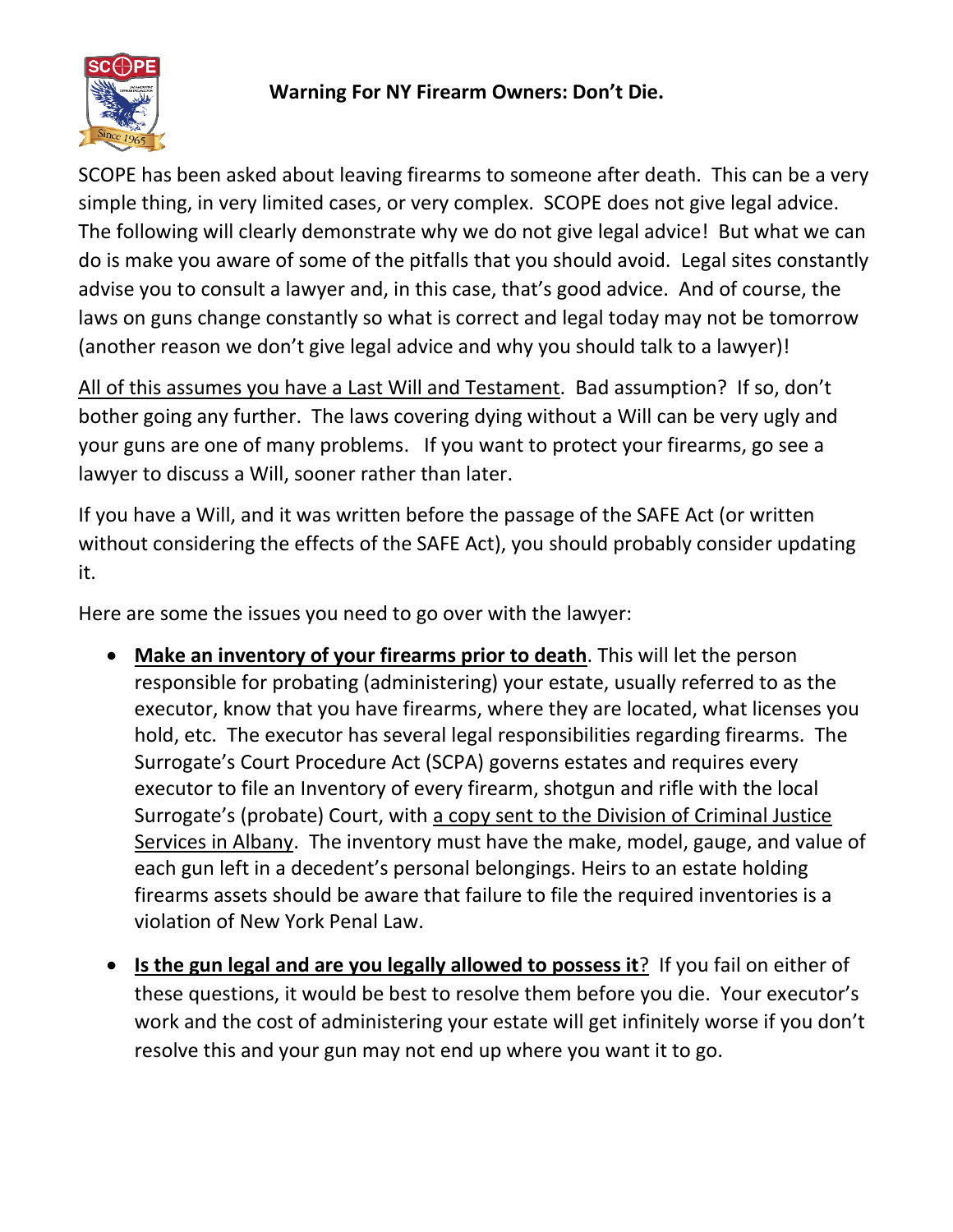# Warning For NY Firearm Owners: Don't Die.

SCOPE has been asked about leaving firearms to someone after death. This can be a very simple thing, in very limited cases, or very complex. SCOPE does not give legal advice. The following will clearly demonstrate why we do not give legal advice! But what we can do is make you aware of some of the pitfalls that you should avoid. Legal sites constantly advise you to consult a lawyer and, in this case, that's good advice. And of course, the laws on guns change constantly so what is correct and legal today may not be tomorrow (another reason we don't give legal advice and why you should talk to a lawyer)!

<u>All of this assumes you have a Last Will and Testament</u>. Bad assumption? If so, don't bother going any further. The laws covering dying without a Will can be very ugly and your guns are one of many problems. If you want to protect your firearms, go see a lawyer to discuss a Will, sooner rather than later.

If you have a Will, and it was written before the passage of the SAFE Act (or written without considering the effects of the SAFE Act), you should probably consider updating it.

Here are some the issues you need to go over with the lawyer:

- **<u>Make an inventory of your firearms prior to death</u>**. This will let the person responsible for probating (administering) your estate, usually referred to as the executor, know that you have firearms, where they are located, what licenses you hold, etc. The executor has several legal responsibilities regarding firearms. The Surrogate's Court Procedure Act (SCPA) governs estates and requires every executor to file an Inventory of every firearm, shotgun and rifle with the local Surrogate's (probate) Court, with <u>a copy sent to the Division of Criminal Justice Services in Albany</u>. The inventory must have the make, model, gauge, and value of each gun left in a decedent's personal belongings. Heirs to an estate holding firearms assets should be aware that failure to file the required inventories is a violation of New York Penal Law.

- **<u>Is the gun legal and are you legally allowed to possess it</u>**? If you fail on either of these questions, it would be best to resolve them before you die. Your executor's work and the cost of administering your estate will get infinitely worse if you don't resolve this and your gun may not end up where you want it to go.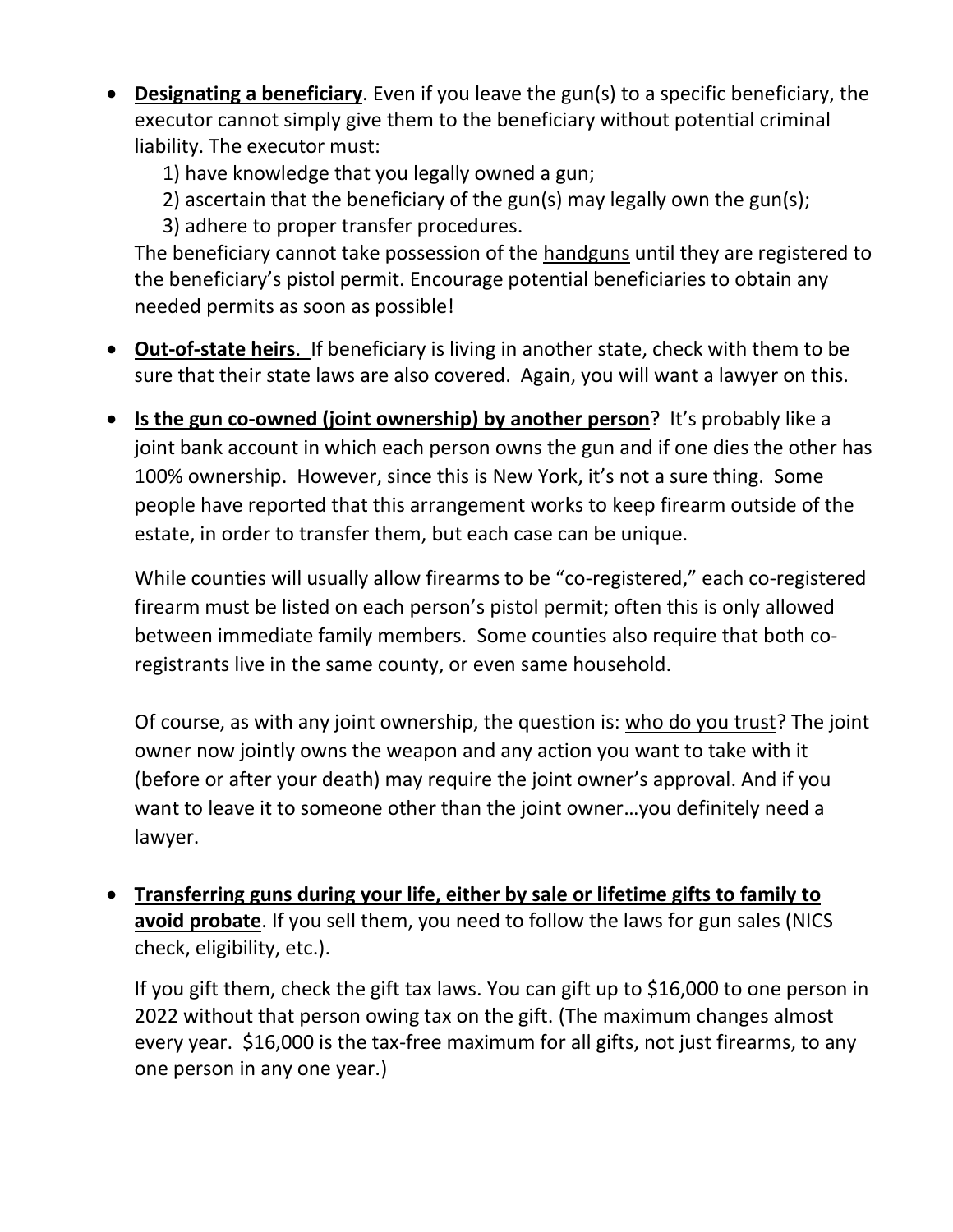- **Designating a beneficiary**. Even if you leave the gun(s) to a specific beneficiary, the executor cannot simply give them to the beneficiary without potential criminal liability. The executor must:
  1) have knowledge that you legally owned a gun;
  2) ascertain that the beneficiary of the gun(s) may legally own the gun(s);
  3) adhere to proper transfer procedures.

  The beneficiary cannot take possession of the handguns until they are registered to the beneficiary's pistol permit. Encourage potential beneficiaries to obtain any needed permits as soon as possible!

- **Out-of-state heirs**. If beneficiary is living in another state, check with them to be sure that their state laws are also covered. Again, you will want a lawyer on this.

- **Is the gun co-owned (joint ownership) by another person**? It's probably like a joint bank account in which each person owns the gun and if one dies the other has 100% ownership. However, since this is New York, it's not a sure thing. Some people have reported that this arrangement works to keep firearm outside of the estate, in order to transfer them, but each case can be unique.

  While counties will usually allow firearms to be "co-registered," each co-registered firearm must be listed on each person's pistol permit; often this is only allowed between immediate family members. Some counties also require that both co-registrants live in the same county, or even same household.

  Of course, as with any joint ownership, the question is: who do you trust? The joint owner now jointly owns the weapon and any action you want to take with it (before or after your death) may require the joint owner's approval. And if you want to leave it to someone other than the joint owner…you definitely need a lawyer.

- **Transferring guns during your life, either by sale or lifetime gifts to family to avoid probate**. If you sell them, you need to follow the laws for gun sales (NICS check, eligibility, etc.).

  If you gift them, check the gift tax laws. You can gift up to $16,000 to one person in 2022 without that person owing tax on the gift. (The maximum changes almost every year. $16,000 is the tax-free maximum for all gifts, not just firearms, to any one person in any one year.)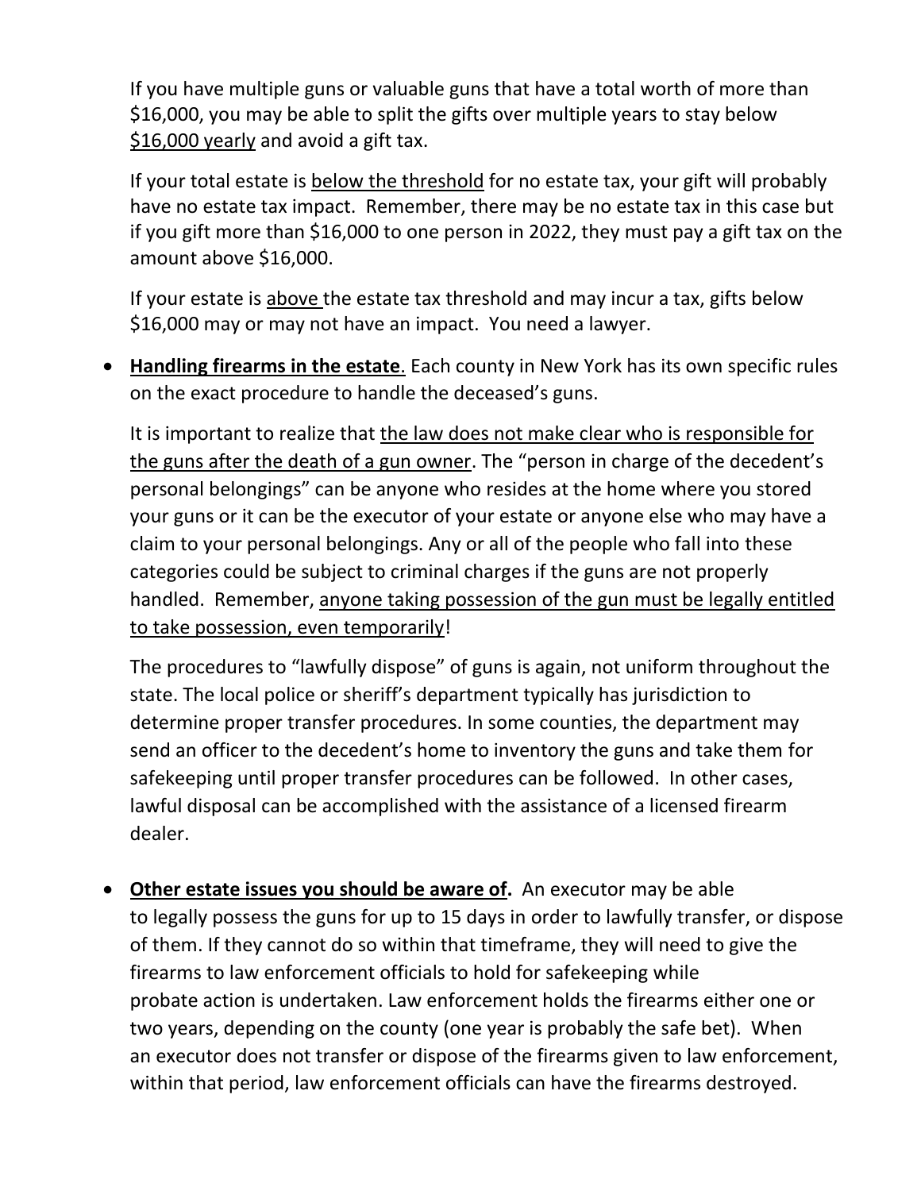If you have multiple guns or valuable guns that have a total worth of more than $16,000, you may be able to split the gifts over multiple years to stay below $16,000 yearly and avoid a gift tax.

If your total estate is below the threshold for no estate tax, your gift will probably have no estate tax impact. Remember, there may be no estate tax in this case but if you gift more than $16,000 to one person in 2022, they must pay a gift tax on the amount above $16,000.

If your estate is above the estate tax threshold and may incur a tax, gifts below $16,000 may or may not have an impact. You need a lawyer.

- **Handling firearms in the estate**. Each county in New York has its own specific rules on the exact procedure to handle the deceased's guns.

  It is important to realize that the law does not make clear who is responsible for the guns after the death of a gun owner. The "person in charge of the decedent's personal belongings" can be anyone who resides at the home where you stored your guns or it can be the executor of your estate or anyone else who may have a claim to your personal belongings. Any or all of the people who fall into these categories could be subject to criminal charges if the guns are not properly handled. Remember, anyone taking possession of the gun must be legally entitled to take possession, even temporarily!

  The procedures to "lawfully dispose" of guns is again, not uniform throughout the state. The local police or sheriff's department typically has jurisdiction to determine proper transfer procedures. In some counties, the department may send an officer to the decedent's home to inventory the guns and take them for safekeeping until proper transfer procedures can be followed. In other cases, lawful disposal can be accomplished with the assistance of a licensed firearm dealer.

- **Other estate issues you should be aware of.** An executor may be able to legally possess the guns for up to 15 days in order to lawfully transfer, or dispose of them. If they cannot do so within that timeframe, they will need to give the firearms to law enforcement officials to hold for safekeeping while probate action is undertaken. Law enforcement holds the firearms either one or two years, depending on the county (one year is probably the safe bet). When an executor does not transfer or dispose of the firearms given to law enforcement, within that period, law enforcement officials can have the firearms destroyed.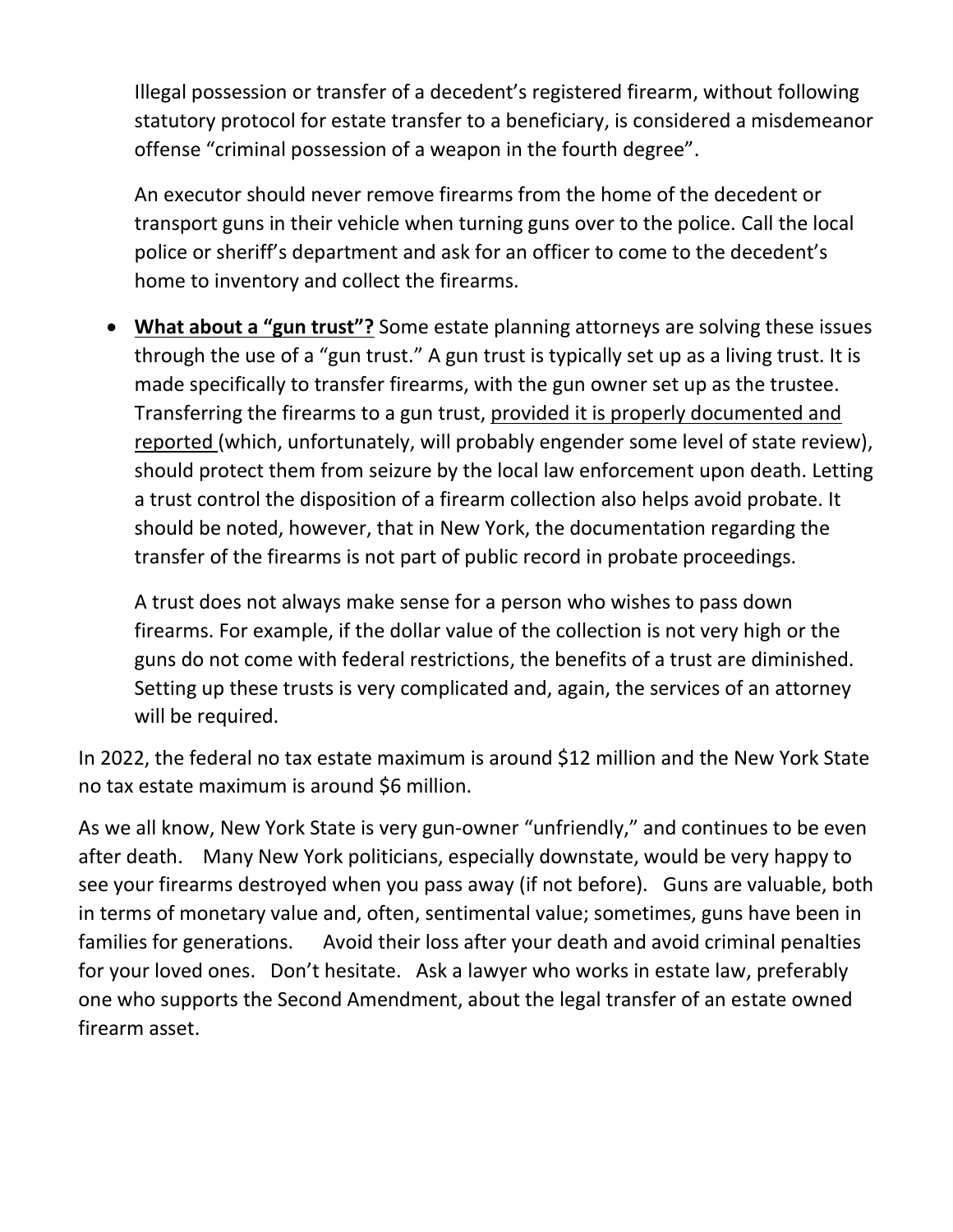Illegal possession or transfer of a decedent's registered firearm, without following statutory protocol for estate transfer to a beneficiary, is considered a misdemeanor offense "criminal possession of a weapon in the fourth degree".

An executor should never remove firearms from the home of the decedent or transport guns in their vehicle when turning guns over to the police. Call the local police or sheriff's department and ask for an officer to come to the decedent's home to inventory and collect the firearms.

- **<u>What about a "gun trust"?</u>** Some estate planning attorneys are solving these issues through the use of a "gun trust." A gun trust is typically set up as a living trust. It is made specifically to transfer firearms, with the gun owner set up as the trustee. Transferring the firearms to a gun trust, <u>provided it is properly documented and reported</u> (which, unfortunately, will probably engender some level of state review), should protect them from seizure by the local law enforcement upon death. Letting a trust control the disposition of a firearm collection also helps avoid probate. It should be noted, however, that in New York, the documentation regarding the transfer of the firearms is not part of public record in probate proceedings.

  A trust does not always make sense for a person who wishes to pass down firearms. For example, if the dollar value of the collection is not very high or the guns do not come with federal restrictions, the benefits of a trust are diminished. Setting up these trusts is very complicated and, again, the services of an attorney will be required.

In 2022, the federal no tax estate maximum is around $12 million and the New York State no tax estate maximum is around $6 million.

As we all know, New York State is very gun-owner "unfriendly," and continues to be even after death. Many New York politicians, especially downstate, would be very happy to see your firearms destroyed when you pass away (if not before). Guns are valuable, both in terms of monetary value and, often, sentimental value; sometimes, guns have been in families for generations. Avoid their loss after your death and avoid criminal penalties for your loved ones. Don't hesitate. Ask a lawyer who works in estate law, preferably one who supports the Second Amendment, about the legal transfer of an estate owned firearm asset.